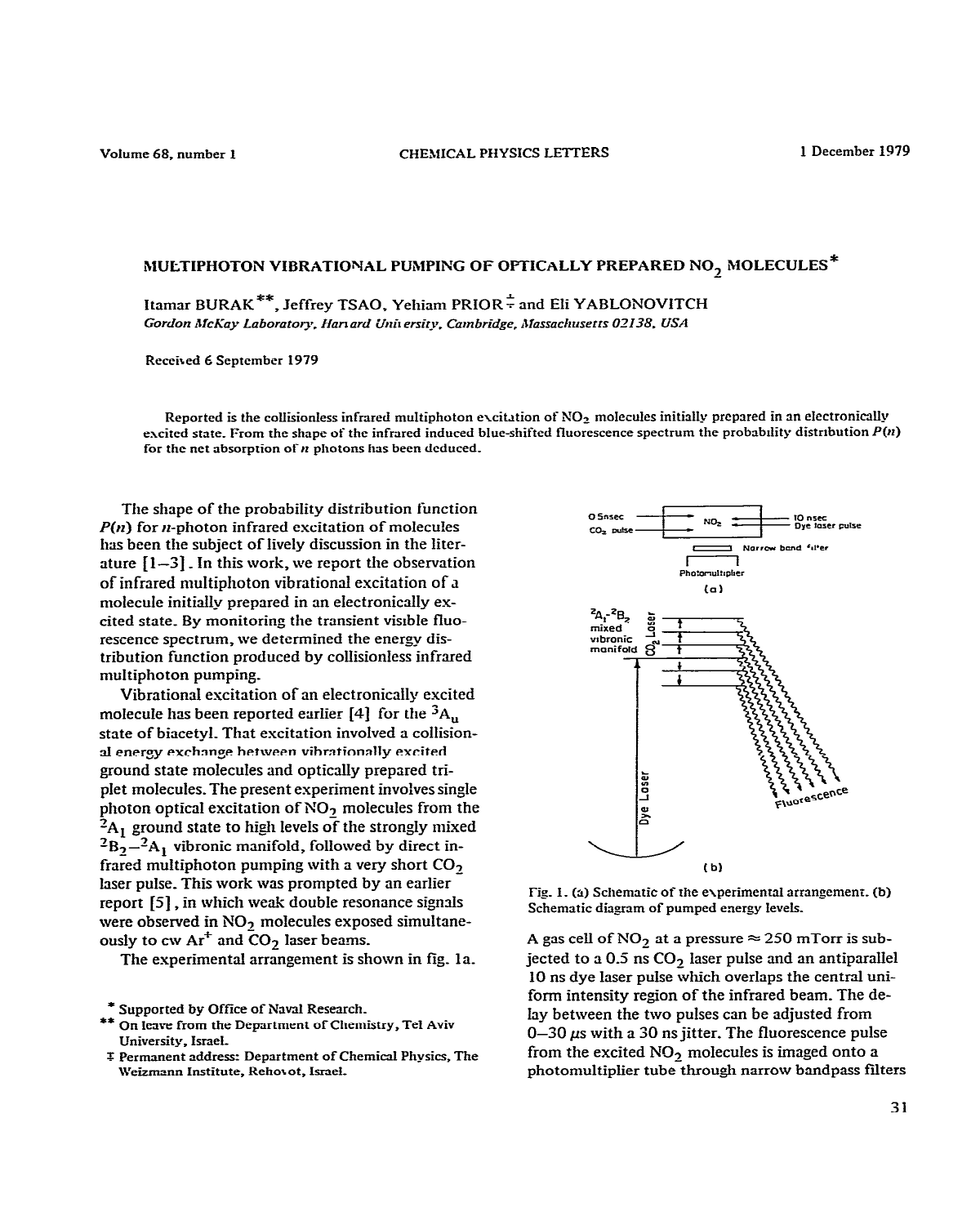# MULTIPHOTON VIBRATIONAL PUMPING OF OPTICALLY PREPARED $NO_2$ MOLECULES*

Itamar BURAK**, Jeffrey TSAO, Yehiam PRIOR‡ and Eli YABLONOVITCH

*Gordon McKay Laboratory, Harvard University, Cambridge, Massachusetts 02138, USA*

Received 6 September 1979

Reported is the collisionless infrared multiphoton excitation of $NO_2$ molecules initially prepared in an electronically excited state. From the shape of the infrared induced blue-shifted fluorescence spectrum the probability distribution $P(n)$ for the net absorption of $n$ photons has been deduced.

The shape of the probability distribution function $P(n)$ for $n$-photon infrared excitation of molecules has been the subject of lively discussion in the literature [1–3]. In this work, we report the observation of infrared multiphoton vibrational excitation of a molecule initially prepared in an electronically excited state. By monitoring the transient visible fluorescence spectrum, we determined the energy distribution function produced by collisionless infrared multiphoton pumping.

Vibrational excitation of an electronically excited molecule has been reported earlier [4] for the $^3A_u$ state of biacetyl. That excitation involved a collisional energy exchange between vibrationally excited ground state molecules and optically prepared triplet molecules. The present experiment involves single photon optical excitation of $NO_2$ molecules from the $^2A_1$ ground state to high levels of the strongly mixed $^2B_2$–$^2A_1$ vibronic manifold, followed by direct infrared multiphoton pumping with a very short $CO_2$ laser pulse. This work was prompted by an earlier report [5], in which weak double resonance signals were observed in $NO_2$ molecules exposed simultaneously to cw $Ar^+$ and $CO_2$ laser beams.

The experimental arrangement is shown in fig. 1a.

Fig. 1. (a) Schematic of the experimental arrangement. (b) Schematic diagram of pumped energy levels.

A gas cell of $NO_2$ at a pressure ≈ 250 mTorr is subjected to a 0.5 ns $CO_2$ laser pulse and an antiparallel 10 ns dye laser pulse which overlaps the central uniform intensity region of the infrared beam. The delay between the two pulses can be adjusted from 0–30 μs with a 30 ns jitter. The fluorescence pulse from the excited $NO_2$ molecules is imaged onto a photomultiplier tube through narrow bandpass filters

---

\* Supported by Office of Naval Research.

\*\* On leave from the Department of Chemistry, Tel Aviv University, Israel.

‡ Permanent address: Department of Chemical Physics, The Weizmann Institute, Rehovot, Israel.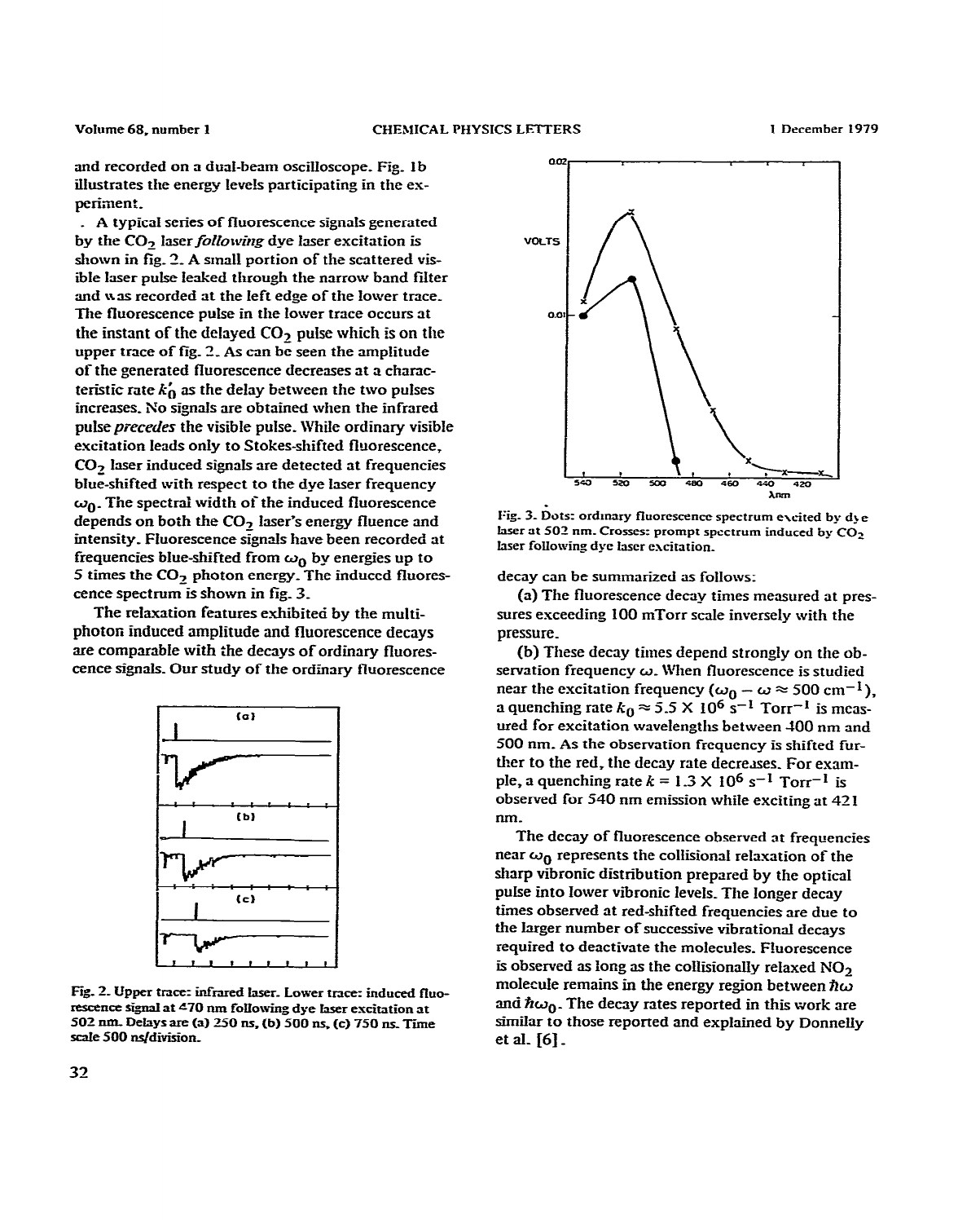and recorded on a dual-beam oscilloscope. Fig. 1b illustrates the energy levels participating in the experiment.

A typical series of fluorescence signals generated by the $CO_2$ laser *following* dye laser excitation is shown in fig. 2. A small portion of the scattered visible laser pulse leaked through the narrow band filter and was recorded at the left edge of the lower trace. The fluorescence pulse in the lower trace occurs at the instant of the delayed $CO_2$ pulse which is on the upper trace of fig. 2. As can be seen the amplitude of the generated fluorescence decreases at a characteristic rate $k_0'$ as the delay between the two pulses increases. No signals are obtained when the infrared pulse *precedes* the visible pulse. While ordinary visible excitation leads only to Stokes-shifted fluorescence, $CO_2$ laser induced signals are detected at frequencies blue-shifted with respect to the dye laser frequency $\omega_0$. The spectral width of the induced fluorescence depends on both the $CO_2$ laser's energy fluence and intensity. Fluorescence signals have been recorded at frequencies blue-shifted from $\omega_0$ by energies up to 5 times the $CO_2$ photon energy. The induced fluorescence spectrum is shown in fig. 3.

The relaxation features exhibited by the multiphoton induced amplitude and fluorescence decays are comparable with the decays of ordinary fluorescence signals. Our study of the ordinary fluorescence

Fig. 2. Upper trace: infrared laser. Lower trace: induced fluorescence signal at 470 nm following dye laser excitation at 502 nm. Delays are (a) 250 ns, (b) 500 ns, (c) 750 ns. Time scale 500 ns/division.

Fig. 3. Dots: ordinary fluorescence spectrum excited by dye laser at 502 nm. Crosses: prompt spectrum induced by $CO_2$ laser following dye laser excitation.

decay can be summarized as follows:

(a) The fluorescence decay times measured at pressures exceeding 100 mTorr scale inversely with the pressure.

(b) These decay times depend strongly on the observation frequency $\omega$. When fluorescence is studied near the excitation frequency ($\omega_0 - \omega \approx 500\ \mathrm{cm^{-1}}$), a quenching rate $k_0 \approx 5.5 \times 10^6\ \mathrm{s^{-1}\ Torr^{-1}}$ is measured for excitation wavelengths between 400 nm and 500 nm. As the observation frequency is shifted further to the red, the decay rate decreases. For example, a quenching rate $k = 1.3 \times 10^6\ \mathrm{s^{-1}\ Torr^{-1}}$ is observed for 540 nm emission while exciting at 421 nm.

The decay of fluorescence observed at frequencies near $\omega_0$ represents the collisional relaxation of the sharp vibronic distribution prepared by the optical pulse into lower vibronic levels. The longer decay times observed at red-shifted frequencies are due to the larger number of successive vibrational decays required to deactivate the molecules. Fluorescence is observed as long as the collisionally relaxed $NO_2$ molecule remains in the energy region between $\hbar\omega$ and $\hbar\omega_0$. The decay rates reported in this work are similar to those reported and explained by Donnelly et al. [6].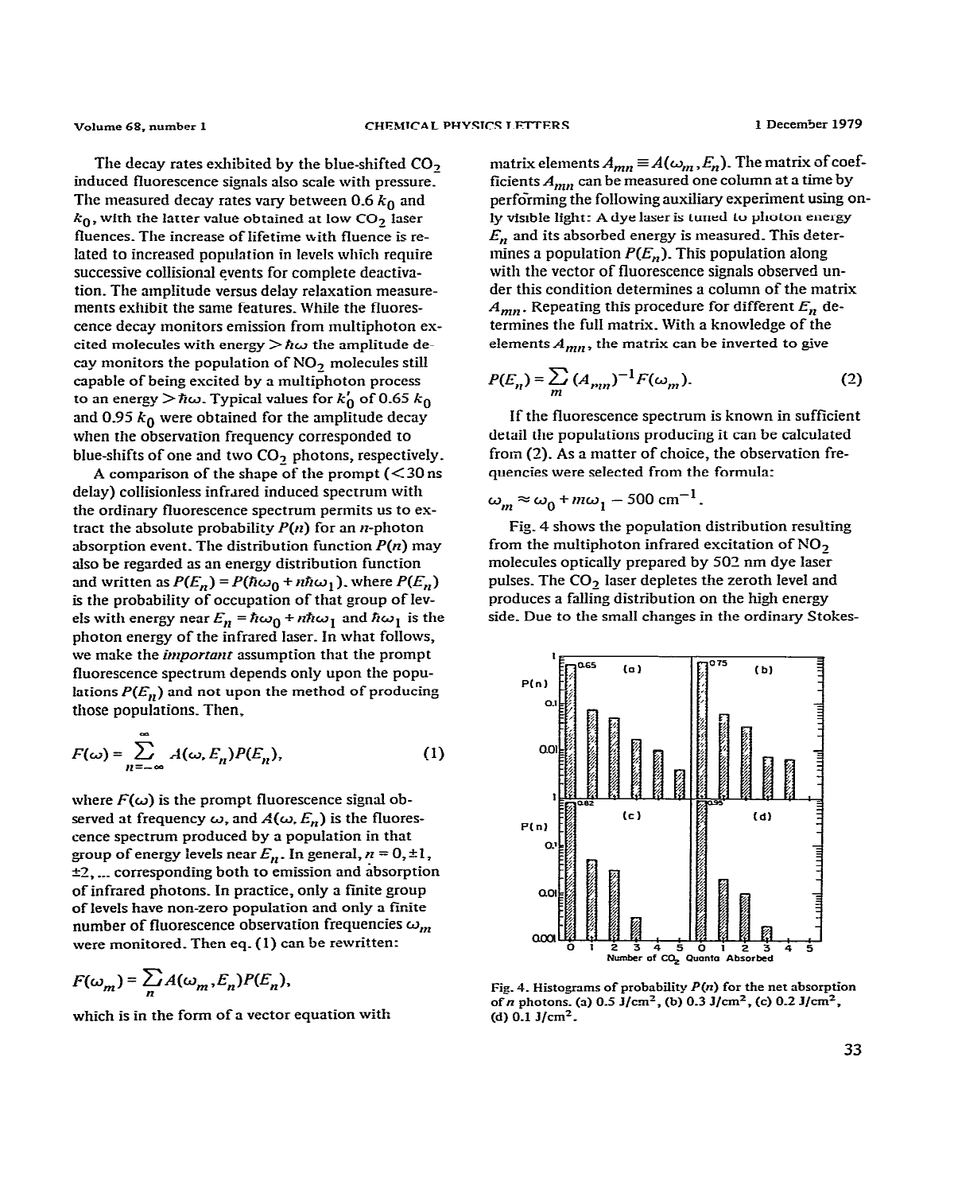The decay rates exhibited by the blue-shifted $CO_2$ induced fluorescence signals also scale with pressure. The measured decay rates vary between $0.6\ k_0$ and $k_0$, with the latter value obtained at low $CO_2$ laser fluences. The increase of lifetime with fluence is related to increased population in levels which require successive collisional events for complete deactivation. The amplitude versus delay relaxation measurements exhibit the same features. While the fluorescence decay monitors emission from multiphoton excited molecules with energy $> \hbar\omega$ the amplitude decay monitors the population of $NO_2$ molecules still capable of being excited by a multiphoton process to an energy $> \hbar\omega$. Typical values for $k_0'$ of $0.65\ k_0$ and $0.95\ k_0$ were obtained for the amplitude decay when the observation frequency corresponded to blue-shifts of one and two $CO_2$ photons, respectively.

A comparison of the shape of the prompt (<30 ns delay) collisionless infrared induced spectrum with the ordinary fluorescence spectrum permits us to extract the absolute probability $P(n)$ for an $n$-photon absorption event. The distribution function $P(n)$ may also be regarded as an energy distribution function and written as $P(E_n) = P(\hbar\omega_0 + n\hbar\omega_1)$, where $P(E_n)$ is the probability of occupation of that group of levels with energy near $E_n = \hbar\omega_0 + n\hbar\omega_1$ and $\hbar\omega_1$ is the photon energy of the infrared laser. In what follows, we make the *important* assumption that the prompt fluorescence spectrum depends only upon the populations $P(E_n)$ and not upon the method of producing those populations. Then,

$$F(\omega) = \sum_{n=-\infty}^{\infty} A(\omega, E_n) P(E_n), \tag{1}$$

where $F(\omega)$ is the prompt fluorescence signal observed at frequency $\omega$, and $A(\omega, E_n)$ is the fluorescence spectrum produced by a population in that group of energy levels near $E_n$. In general, $n = 0, \pm 1, \pm 2, \ldots$ corresponding both to emission and absorption of infrared photons. In practice, only a finite group of levels have non-zero population and only a finite number of fluorescence observation frequencies $\omega_m$ were monitored. Then eq. (1) can be rewritten:

$$F(\omega_m) = \sum_n A(\omega_m, E_n) P(E_n),$$

which is in the form of a vector equation with matrix elements $A_{mn} \equiv A(\omega_m, E_n)$. The matrix of coefficients $A_{mn}$ can be measured one column at a time by performing the following auxiliary experiment using only visible light: A dye laser is tuned to photon energy $E_n$ and its absorbed energy is measured. This determines a population $P(E_n)$. This population along with the vector of fluorescence signals observed under this condition determines a column of the matrix $A_{mn}$. Repeating this procedure for different $E_n$ determines the full matrix. With a knowledge of the elements $A_{mn}$, the matrix can be inverted to give

$$P(E_n) = \sum_m (A_{mn})^{-1} F(\omega_m). \tag{2}$$

If the fluorescence spectrum is known in sufficient detail the populations producing it can be calculated from (2). As a matter of choice, the observation frequencies were selected from the formula:

$$\omega_m \approx \omega_0 + m\omega_1 - 500\ \text{cm}^{-1}.$$

Fig. 4 shows the population distribution resulting from the multiphoton infrared excitation of $NO_2$ molecules optically prepared by 502 nm dye laser pulses. The $CO_2$ laser depletes the zeroth level and produces a falling distribution on the high energy side. Due to the small changes in the ordinary Stokes-

Fig. 4. Histograms of probability $P(n)$ for the net absorption of $n$ photons. (a) 0.5 J/cm$^2$, (b) 0.3 J/cm$^2$, (c) 0.2 J/cm$^2$, (d) 0.1 J/cm$^2$.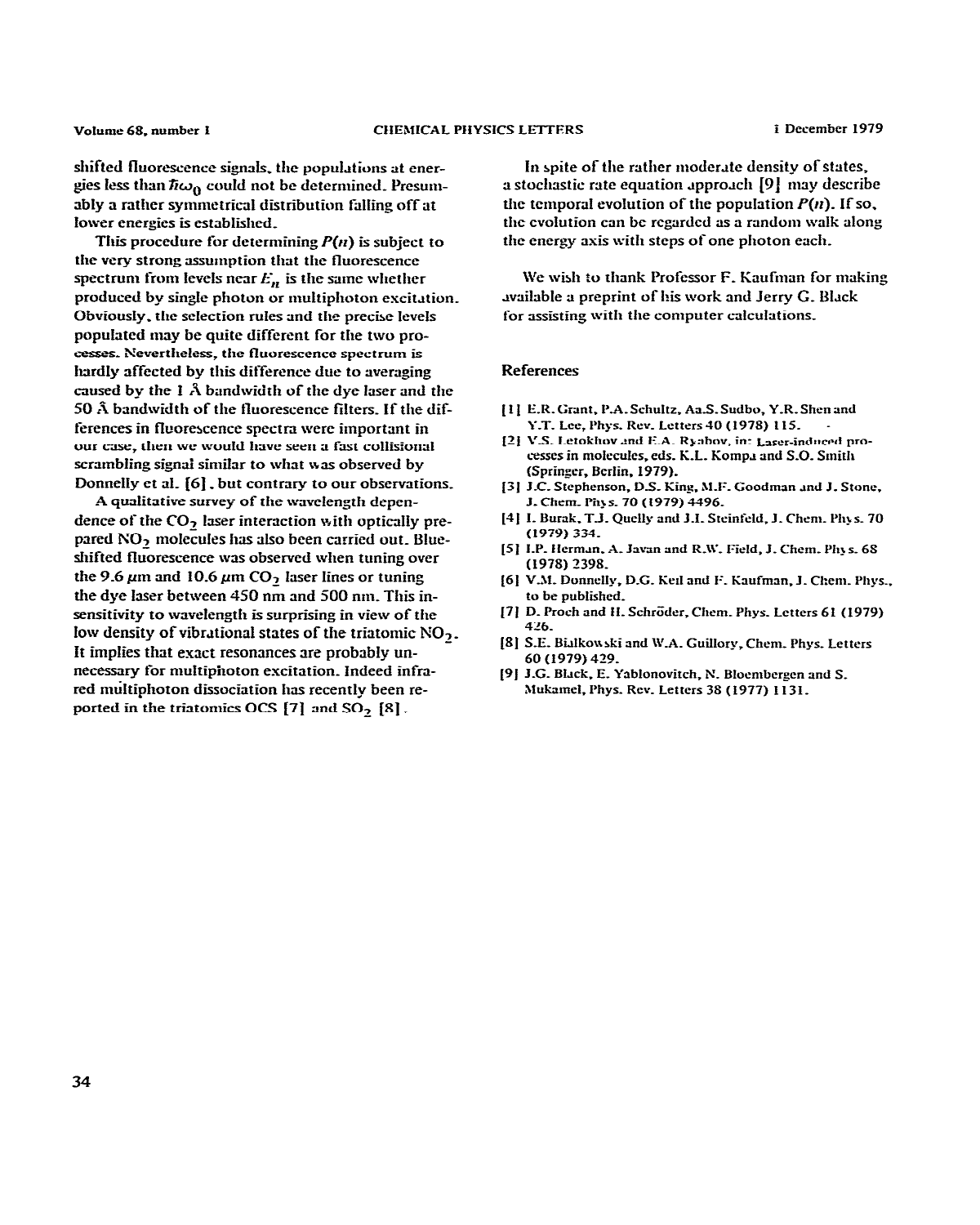shifted fluorescence signals, the populations at energies less than $\hbar\omega_0$ could not be determined. Presumably a rather symmetrical distribution falling off at lower energies is established.

This procedure for determining $P(n)$ is subject to the very strong assumption that the fluorescence spectrum from levels near $E_n$ is the same whether produced by single photon or multiphoton excitation. Obviously, the selection rules and the precise levels populated may be quite different for the two processes. Nevertheless, the fluorescence spectrum is hardly affected by this difference due to averaging caused by the 1 Å bandwidth of the dye laser and the 50 Å bandwidth of the fluorescence filters. If the differences in fluorescence spectra were important in our case, then we would have seen a fast collisional scrambling signal similar to what was observed by Donnelly et al. [6], but contrary to our observations.

A qualitative survey of the wavelength dependence of the $CO_2$ laser interaction with optically prepared $NO_2$ molecules has also been carried out. Blue-shifted fluorescence was observed when tuning over the 9.6 $\mu$m and 10.6 $\mu$m $CO_2$ laser lines or tuning the dye laser between 450 nm and 500 nm. This insensitivity to wavelength is surprising in view of the low density of vibrational states of the triatomic $NO_2$. It implies that exact resonances are probably unnecessary for multiphoton excitation. Indeed infrared multiphoton dissociation has recently been reported in the triatomics OCS [7] and $SO_2$ [8].

In spite of the rather moderate density of states, a stochastic rate equation approach [9] may describe the temporal evolution of the population $P(n)$. If so, the evolution can be regarded as a random walk along the energy axis with steps of one photon each.

We wish to thank Professor F. Kaufman for making available a preprint of his work and Jerry G. Black for assisting with the computer calculations.

## References

[1] E.R. Grant, P.A. Schultz, Aa.S. Sudbo, Y.R. Shen and Y.T. Lee, Phys. Rev. Letters 40 (1978) 115.

[2] V.S. Letokhov and E.A. Ryabov, in: Laser-induced processes in molecules, eds. K.L. Kompa and S.O. Smith (Springer, Berlin, 1979).

[3] J.C. Stephenson, D.S. King, M.F. Goodman and J. Stone, J. Chem. Phys. 70 (1979) 4496.

[4] I. Burak, T.J. Quelly and J.I. Steinfeld, J. Chem. Phys. 70 (1979) 334.

[5] I.P. Herman, A. Javan and R.W. Field, J. Chem. Phys. 68 (1978) 2398.

[6] V.M. Donnelly, D.G. Keil and F. Kaufman, J. Chem. Phys., to be published.

[7] D. Proch and H. Schröder, Chem. Phys. Letters 61 (1979) 426.

[8] S.E. Bialkowski and W.A. Guillory, Chem. Phys. Letters 60 (1979) 429.

[9] J.G. Black, E. Yablonovitch, N. Bloembergen and S. Mukamel, Phys. Rev. Letters 38 (1977) 1131.